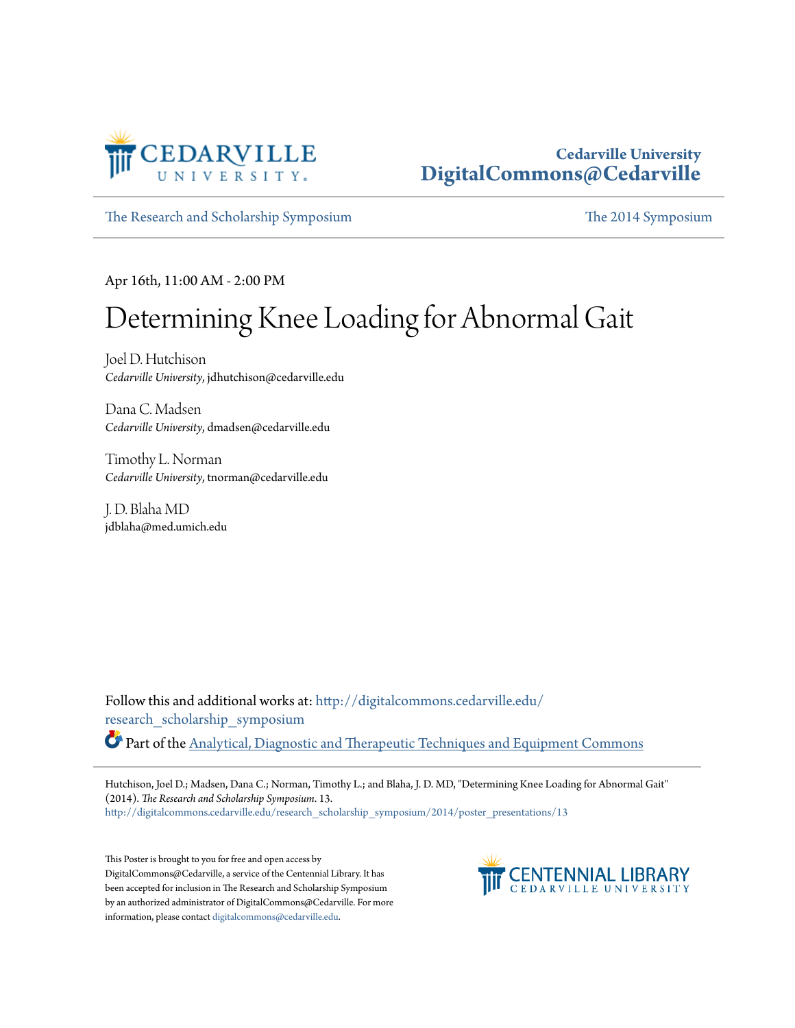Cedarville University
**DigitalCommons@Cedarville**

The Research and Scholarship Symposium | The 2014 Symposium

Apr 16th, 11:00 AM - 2:00 PM

# Determining Knee Loading for Abnormal Gait

Joel D. Hutchison
*Cedarville University*, jdhutchison@cedarville.edu

Dana C. Madsen
*Cedarville University*, dmadsen@cedarville.edu

Timothy L. Norman
*Cedarville University*, tnorman@cedarville.edu

J. D. Blaha MD
jdblaha@med.umich.edu

Follow this and additional works at: http://digitalcommons.cedarville.edu/research_scholarship_symposium

Part of the Analytical, Diagnostic and Therapeutic Techniques and Equipment Commons

Hutchison, Joel D.; Madsen, Dana C.; Norman, Timothy L.; and Blaha, J. D. MD, "Determining Knee Loading for Abnormal Gait" (2014). *The Research and Scholarship Symposium*. 13.
http://digitalcommons.cedarville.edu/research_scholarship_symposium/2014/poster_presentations/13

This Poster is brought to you for free and open access by DigitalCommons@Cedarville, a service of the Centennial Library. It has been accepted for inclusion in The Research and Scholarship Symposium by an authorized administrator of DigitalCommons@Cedarville. For more information, please contact digitalcommons@cedarville.edu.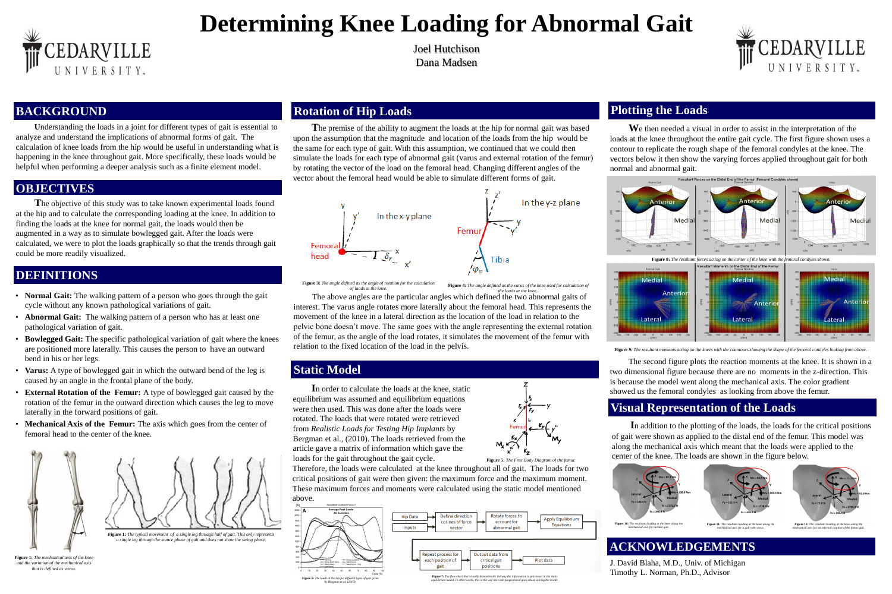# Determining Knee Loading for Abnormal Gait

Joel Hutchison
Dana Madsen

## BACKGROUND

Understanding the loads in a joint for different types of gait is essential to analyze and understand the implications of abnormal forms of gait. The calculation of knee loads from the hip would be useful in understanding what is happening in the knee throughout gait. More specifically, these loads would be helpful when performing a deeper analysis such as a finite element model.

## OBJECTIVES

The objective of this study was to take known experimental loads found at the hip and to calculate the corresponding loading at the knee. In addition to finding the loads at the knee for normal gait, the loads would then be augmented in a way as to simulate bowlegged gait. After the loads were calculated, we were to plot the loads graphically so that the trends through gait could be more readily visualized.

## DEFINITIONS

- **Normal Gait:** The walking pattern of a person who goes through the gait cycle without any known pathological variations of gait.
- **Abnormal Gait:** The walking pattern of a person who has at least one pathological variation of gait.
- **Bowlegged Gait:** The specific pathological variation of gait where the knees are positioned more laterally. This causes the person to have an outward bend in his or her legs.
- **Varus:** A type of bowlegged gait in which the outward bend of the leg is caused by an angle in the frontal plane of the body.
- **External Rotation of the Femur:** A type of bowlegged gait caused by the rotation of the femur in the outward direction which causes the leg to move laterally in the forward positions of gait.
- **Mechanical Axis of the Femur:** The axis which goes from the center of femoral head to the center of the knee.

*Figure 1: The mechanical axis of the knee and the variation of the mechanical axis that is defined as varus.*

*Figure 1: The typical movement of a single leg through half of gait. This only represents a single leg through the stance phase of gait and does not show the swing phase.*

## Rotation of Hip Loads

The premise of the ability to augment the loads at the hip for normal gait was based upon the assumption that the magnitude and location of the loads from the hip would be the same for each type of gait. With this assumption, we continued that we could then simulate the loads for each type of abnormal gait (varus and external rotation of the femur) by rotating the vector of the load on the femoral head. Changing different angles of the vector about the femoral head would be able to simulate different forms of gait.

*Figure 3: The angle defined as the angle of rotation for the calculation of loads at the knee.*

*Figure 4: The angle defined as the varus of the knee used for calculation of the loads at the knee.*

The above angles are the particular angles which defined the two abnormal gaits of interest. The varus angle rotates more laterally about the femoral head. This represents the movement of the knee in a lateral direction as the location of the load in relation to the pelvic bone doesn't move. The same goes with the angle representing the external rotation of the femur, as the angle of the load rotates, it simulates the movement of the femur with relation to the fixed location of the load in the pelvis.

## Static Model

In order to calculate the loads at the knee, static equilibrium was assumed and equilibrium equations were then used. This was done after the loads were rotated. The loads that were used were retrieved from *Realistic Loads for Testing Hip Implants* by Bergman et al., (2010). The loads retrieved from the article gave a matrix of information which gave the loads for the gait throughout the gait cycle. Therefore, the loads were calculated at the knee throughout all of gait. The loads for two critical positions of gait were then given: the maximum force and the maximum moment. These maximum forces and moments were calculated using the static model mentioned above.

*Figure 5: The Free Body Diagram of the femur.*

*Figure 6: The loads at the hip for different types of gait given by Bergman et al. (2010).*

*Figure 7: The flow chart that visually demonstrates the way the information is processed in the static equilibrium model. In other words, this is the way the code programmed goes about solving the model.*

## Plotting the Loads

We then needed a visual in order to assist in the interpretation of the loads at the knee throughout the entire gait cycle. The first figure shown uses a contour to replicate the rough shape of the femoral condyles at the knee. The vectors below it then show the varying forces applied throughout gait for both normal and abnormal gait.

*Figure 8: The resultant forces acting on the center of the knee with the femoral condyles shown.*

*Figure 9: The resultant moments acting on the knees with the contours showing the shape of the femoral condyles looking from above.*

The second figure plots the reaction moments at the knee. It is shown in a two dimensional figure because there are no moments in the z-direction. This is because the model went along the mechanical axis. The color gradient showed us the femoral condyles as looking from above the femur.

## Visual Representation of the Loads

In addition to the plotting of the loads, the loads for the critical positions of gait were shown as applied to the distal end of the femur. This model was along the mechanical axis which meant that the loads were applied to the center of the knee. The loads are shown in the figure below.

*Figure 10: The resultant loading at the knee along the mechanical axis for normal gait.*

*Figure 11: The resultant loading at the knee along the mechanical axis for a gait with varus.*

*Figure 12: The resultant loading at the knee along the mechanical axis for an external rotation of the femur gait.*

## ACKNOWLEDGEMENTS

J. David Blaha, M.D., Univ. of Michigan
Timothy L. Norman, Ph.D., Advisor